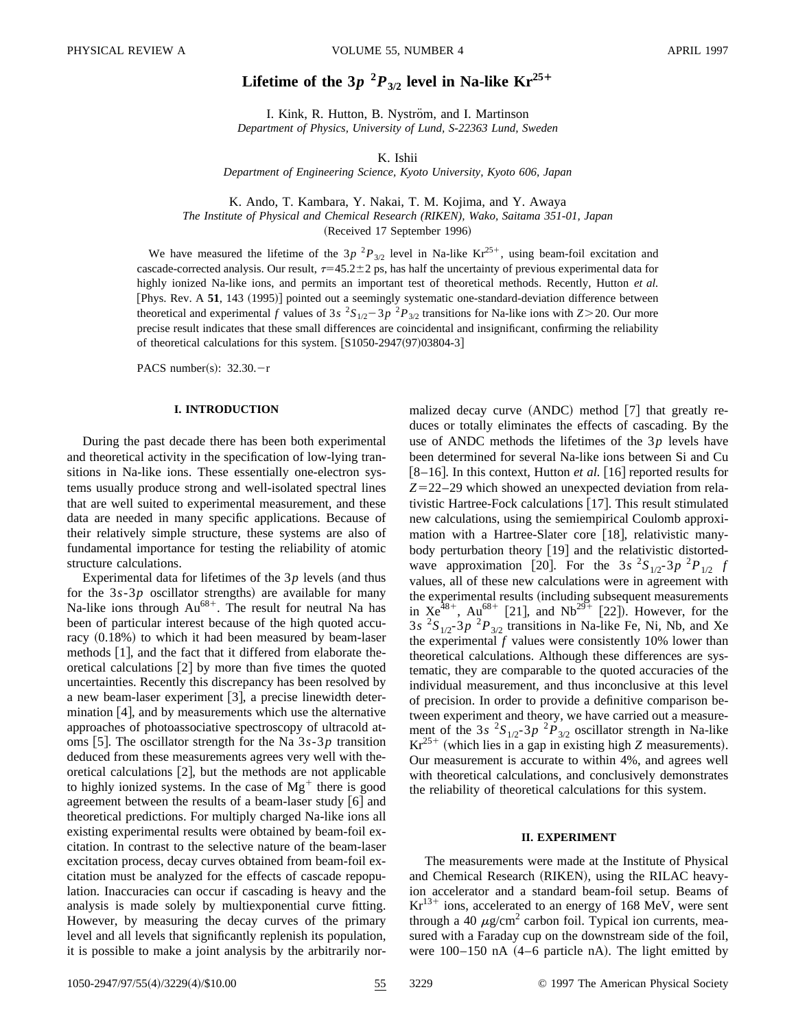# Lifetime of the $3p\ ^2P_{3/2}$ level in Na-like $Kr^{25+}$

I. Kink, R. Hutton, B. Nyström, and I. Martinson

*Department of Physics, University of Lund, S-22363 Lund, Sweden*

K. Ishii

*Department of Engineering Science, Kyoto University, Kyoto 606, Japan*

K. Ando, T. Kambara, Y. Nakai, T. M. Kojima, and Y. Awaya

*The Institute of Physical and Chemical Research (RIKEN), Wako, Saitama 351-01, Japan*

(Received 17 September 1996)

We have measured the lifetime of the $3p\ ^2P_{3/2}$ level in Na-like $Kr^{25+}$, using beam-foil excitation and cascade-corrected analysis. Our result, $\tau=45.2\pm2$ ps, has half the uncertainty of previous experimental data for highly ionized Na-like ions, and permits an important test of theoretical methods. Recently, Hutton *et al.* [Phys. Rev. A **51**, 143 (1995)] pointed out a seemingly systematic one-standard-deviation difference between theoretical and experimental $f$ values of $3s\ ^2S_{1/2}-3p\ ^2P_{3/2}$ transitions for Na-like ions with $Z>20$. Our more precise result indicates that these small differences are coincidental and insignificant, confirming the reliability of theoretical calculations for this system. [S1050-2947(97)03804-3]

PACS number(s): 32.30.−r

## I. INTRODUCTION

During the past decade there has been both experimental and theoretical activity in the specification of low-lying transitions in Na-like ions. These essentially one-electron systems usually produce strong and well-isolated spectral lines that are well suited to experimental measurement, and these data are needed in many specific applications. Because of their relatively simple structure, these systems are also of fundamental importance for testing the reliability of atomic structure calculations.

Experimental data for lifetimes of the $3p$ levels (and thus for the $3s$-$3p$ oscillator strengths) are available for many Na-like ions through $Au^{68+}$. The result for neutral Na has been of particular interest because of the high quoted accuracy (0.18%) to which it had been measured by beam-laser methods [1], and the fact that it differed from elaborate theoretical calculations [2] by more than five times the quoted uncertainties. Recently this discrepancy has been resolved by a new beam-laser experiment [3], a precise linewidth determination [4], and by measurements which use the alternative approaches of photoassociative spectroscopy of ultracold atoms [5]. The oscillator strength for the Na $3s$-$3p$ transition deduced from these measurements agrees very well with theoretical calculations [2], but the methods are not applicable to highly ionized systems. In the case of $Mg^{+}$ there is good agreement between the results of a beam-laser study [6] and theoretical predictions. For multiply charged Na-like ions all existing experimental results were obtained by beam-foil excitation. In contrast to the selective nature of the beam-laser excitation process, decay curves obtained from beam-foil excitation must be analyzed for the effects of cascade repopulation. Inaccuracies can occur if cascading is heavy and the analysis is made solely by multiexponential curve fitting. However, by measuring the decay curves of the primary level and all levels that significantly replenish its population, it is possible to make a joint analysis by the arbitrarily normalized decay curve (ANDC) method [7] that greatly reduces or totally eliminates the effects of cascading. By the use of ANDC methods the lifetimes of the $3p$ levels have been determined for several Na-like ions between Si and Cu [8–16]. In this context, Hutton *et al.* [16] reported results for $Z=22$–29 which showed an unexpected deviation from relativistic Hartree-Fock calculations [17]. This result stimulated new calculations, using the semiempirical Coulomb approximation with a Hartree-Slater core [18], relativistic many-body perturbation theory [19] and the relativistic distorted-wave approximation [20]. For the $3s\ ^2S_{1/2}$-$3p\ ^2P_{1/2}$ $f$ values, all of these new calculations were in agreement with the experimental results (including subsequent measurements in $Xe^{48+}$, $Au^{68+}$ [21], and $Nb^{29+}$ [22]). However, for the $3s\ ^2S_{1/2}$-$3p\ ^2P_{3/2}$ transitions in Na-like Fe, Ni, Nb, and Xe the experimental $f$ values were consistently 10% lower than theoretical calculations. Although these differences are systematic, they are comparable to the quoted accuracies of the individual measurement, and thus inconclusive at this level of precision. In order to provide a definitive comparison between experiment and theory, we have carried out a measurement of the $3s\ ^2S_{1/2}$-$3p\ ^2P_{3/2}$ oscillator strength in Na-like $Kr^{25+}$ (which lies in a gap in existing high $Z$ measurements). Our measurement is accurate to within 4%, and agrees well with theoretical calculations, and conclusively demonstrates the reliability of theoretical calculations for this system.

## II. EXPERIMENT

The measurements were made at the Institute of Physical and Chemical Research (RIKEN), using the RILAC heavy-ion accelerator and a standard beam-foil setup. Beams of $Kr^{13+}$ ions, accelerated to an energy of 168 MeV, were sent through a 40 $\mu g/cm^2$ carbon foil. Typical ion currents, measured with a Faraday cup on the downstream side of the foil, were 100–150 nA (4–6 particle nA). The light emitted by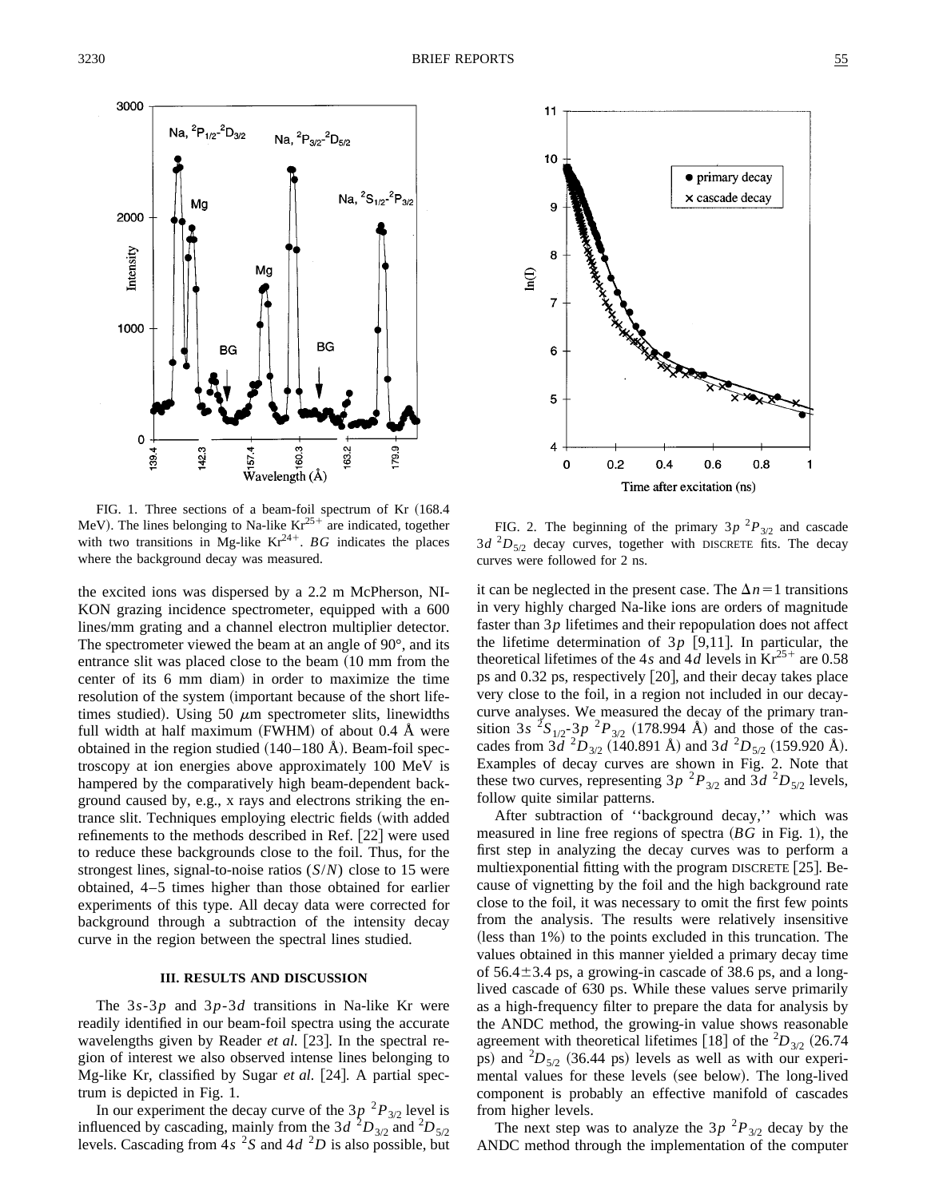FIG. 1. Three sections of a beam-foil spectrum of Kr (168.4 MeV). The lines belonging to Na-like $Kr^{25+}$ are indicated, together with two transitions in Mg-like $Kr^{24+}$. *BG* indicates the places where the background decay was measured.

FIG. 2. The beginning of the primary $3p\ ^2P_{3/2}$ and cascade $3d\ ^2D_{5/2}$ decay curves, together with DISCRETE fits. The decay curves were followed for 2 ns.

the excited ions was dispersed by a 2.2 m McPherson, NIKON grazing incidence spectrometer, equipped with a 600 lines/mm grating and a channel electron multiplier detector. The spectrometer viewed the beam at an angle of 90°, and its entrance slit was placed close to the beam (10 mm from the center of its 6 mm diam) in order to maximize the time resolution of the system (important because of the short lifetimes studied). Using 50 $\mu$m spectrometer slits, linewidths full width at half maximum (FWHM) of about 0.4 Å were obtained in the region studied (140–180 Å). Beam-foil spectroscopy at ion energies above approximately 100 MeV is hampered by the comparatively high beam-dependent background caused by, e.g., x rays and electrons striking the entrance slit. Techniques employing electric fields (with added refinements to the methods described in Ref. [22] were used to reduce these backgrounds close to the foil. Thus, for the strongest lines, signal-to-noise ratios ($S/N$) close to 15 were obtained, 4–5 times higher than those obtained for earlier experiments of this type. All decay data were corrected for background through a subtraction of the intensity decay curve in the region between the spectral lines studied.

### III. RESULTS AND DISCUSSION

The $3s$-$3p$ and $3p$-$3d$ transitions in Na-like Kr were readily identified in our beam-foil spectra using the accurate wavelengths given by Reader *et al.* [23]. In the spectral region of interest we also observed intense lines belonging to Mg-like Kr, classified by Sugar *et al.* [24]. A partial spectrum is depicted in Fig. 1.

In our experiment the decay curve of the $3p\ ^2P_{3/2}$ level is influenced by cascading, mainly from the $3d\ ^2D_{3/2}$ and $^2D_{5/2}$ levels. Cascading from $4s\ ^2S$ and $4d\ ^2D$ is also possible, but it can be neglected in the present case. The $\Delta n=1$ transitions in very highly charged Na-like ions are orders of magnitude faster than $3p$ lifetimes and their repopulation does not affect the lifetime determination of $3p$ [9,11]. In particular, the theoretical lifetimes of the $4s$ and $4d$ levels in $Kr^{25+}$ are 0.58 ps and 0.32 ps, respectively [20], and their decay takes place very close to the foil, in a region not included in our decay-curve analyses. We measured the decay of the primary transition $3s\ ^2S_{1/2}$-$3p\ ^2P_{3/2}$ (178.994 Å) and those of the cascades from $3d\ ^2D_{3/2}$ (140.891 Å) and $3d\ ^2D_{5/2}$ (159.920 Å). Examples of decay curves are shown in Fig. 2. Note that these two curves, representing $3p\ ^2P_{3/2}$ and $3d\ ^2D_{5/2}$ levels, follow quite similar patterns.

After subtraction of "background decay," which was measured in line free regions of spectra (*BG* in Fig. 1), the first step in analyzing the decay curves was to perform a multiexponential fitting with the program DISCRETE [25]. Because of vignetting by the foil and the high background rate close to the foil, it was necessary to omit the first few points from the analysis. The results were relatively insensitive (less than 1%) to the points excluded in this truncation. The values obtained in this manner yielded a primary decay time of 56.4±3.4 ps, a growing-in cascade of 38.6 ps, and a long-lived cascade of 630 ps. While these values serve primarily as a high-frequency filter to prepare the data for analysis by the ANDC method, the growing-in value shows reasonable agreement with theoretical lifetimes [18] of the $^2D_{3/2}$ (26.74 ps) and $^2D_{5/2}$ (36.44 ps) levels as well as with our experimental values for these levels (see below). The long-lived component is probably an effective manifold of cascades from higher levels.

The next step was to analyze the $3p\ ^2P_{3/2}$ decay by the ANDC method through the implementation of the computer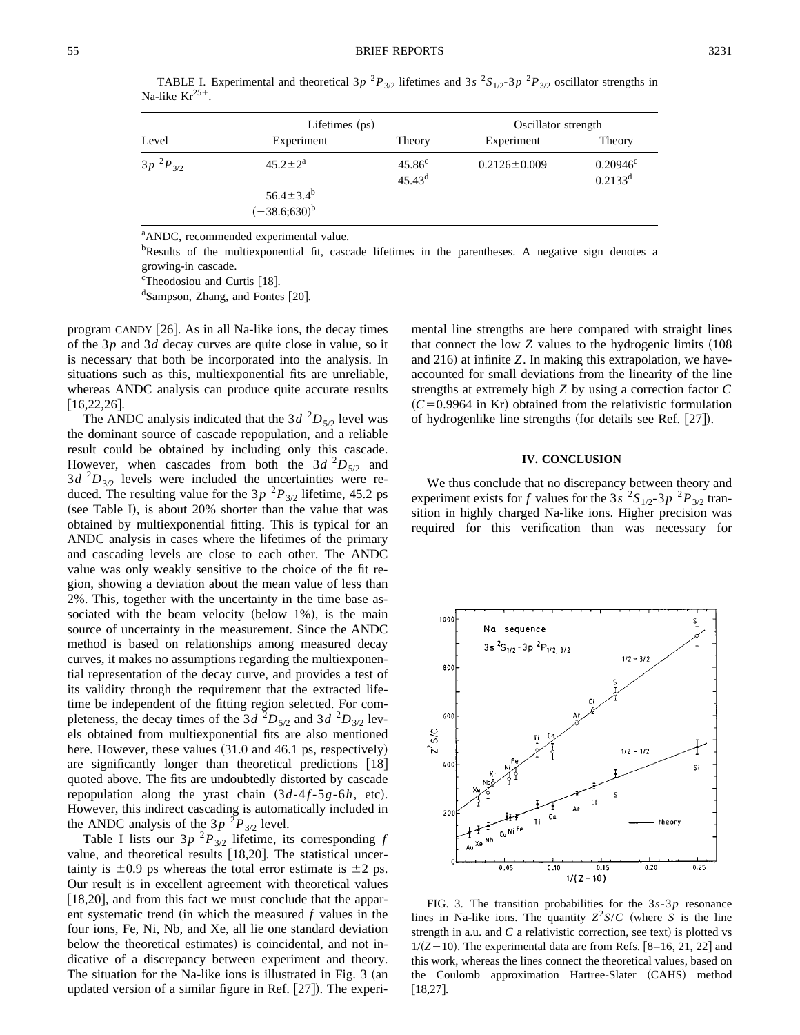TABLE I. Experimental and theoretical $3p\ ^2P_{3/2}$ lifetimes and $3s\ ^2S_{1/2}$-$3p\ ^2P_{3/2}$ oscillator strengths in Na-like $Kr^{25+}$.

| Level | Lifetimes (ps) | | Oscillator strength | |
|---|---|---|---|---|
| | Experiment | Theory | Experiment | Theory |
| $3p\ ^2P_{3/2}$ | $45.2\pm2$[a] | 45.86[c] | $0.2126\pm0.009$ | 0.20946[c] |
| | | 45.43[d] | | 0.2133[d] |
| | $56.4\pm3.4$[b] | | | |
| | $(-38.6;630)$[b] | | | |

[a]ANDC, recommended experimental value.

[b]Results of the multiexponential fit, cascade lifetimes in the parentheses. A negative sign denotes a growing-in cascade.

[c]Theodosiou and Curtis [18].

[d]Sampson, Zhang, and Fontes [20].

program CANDY [26]. As in all Na-like ions, the decay times of the $3p$ and $3d$ decay curves are quite close in value, so it is necessary that both be incorporated into the analysis. In situations such as this, multiexponential fits are unreliable, whereas ANDC analysis can produce quite accurate results [16,22,26].

The ANDC analysis indicated that the $3d\ ^2D_{5/2}$ level was the dominant source of cascade repopulation, and a reliable result could be obtained by including only this cascade. However, when cascades from both the $3d\ ^2D_{5/2}$ and $3d\ ^2D_{3/2}$ levels were included the uncertainties were reduced. The resulting value for the $3p\ ^2P_{3/2}$ lifetime, 45.2 ps (see Table I), is about 20% shorter than the value that was obtained by multiexponential fitting. This is typical for an ANDC analysis in cases where the lifetimes of the primary and cascading levels are close to each other. The ANDC value was only weakly sensitive to the choice of the fit region, showing a deviation about the mean value of less than 2%. This, together with the uncertainty in the time base associated with the beam velocity (below 1%), is the main source of uncertainty in the measurement. Since the ANDC method is based on relationships among measured decay curves, it makes no assumptions regarding the multiexponential representation of the decay curve, and provides a test of its validity through the requirement that the extracted lifetime be independent of the fitting region selected. For completeness, the decay times of the $3d\ ^2D_{5/2}$ and $3d\ ^2D_{3/2}$ levels obtained from multiexponential fits are also mentioned here. However, these values (31.0 and 46.1 ps, respectively) are significantly longer than theoretical predictions [18] quoted above. The fits are undoubtedly distorted by cascade repopulation along the yrast chain ($3d$-$4f$-$5g$-$6h$, etc). However, this indirect cascading is automatically included in the ANDC analysis of the $3p\ ^2P_{3/2}$ level.

Table I lists our $3p\ ^2P_{3/2}$ lifetime, its corresponding $f$ value, and theoretical results [18,20]. The statistical uncertainty is $\pm0.9$ ps whereas the total error estimate is $\pm2$ ps. Our result is in excellent agreement with theoretical values [18,20], and from this fact we must conclude that the apparent systematic trend (in which the measured $f$ values in the four ions, Fe, Ni, Nb, and Xe, all lie one standard deviation below the theoretical estimates) is coincidental, and not indicative of a discrepancy between experiment and theory. The situation for the Na-like ions is illustrated in Fig. 3 (an updated version of a similar figure in Ref. [27]). The experimental line strengths are here compared with straight lines that connect the low $Z$ values to the hydrogenic limits (108 and 216) at infinite $Z$. In making this extrapolation, we have accounted for small deviations from the linearity of the line strengths at extremely high $Z$ by using a correction factor $C$ ($C=0.9964$ in Kr) obtained from the relativistic formulation of hydrogenlike line strengths (for details see Ref. [27]).

## IV. CONCLUSION

We thus conclude that no discrepancy between theory and experiment exists for $f$ values for the $3s\ ^2S_{1/2}$-$3p\ ^2P_{3/2}$ transition in highly charged Na-like ions. Higher precision was required for this verification than was necessary for

FIG. 3. The transition probabilities for the $3s$-$3p$ resonance lines in Na-like ions. The quantity $Z^2S/C$ (where $S$ is the line strength in a.u. and $C$ a relativistic correction, see text) is plotted vs $1/(Z-10)$. The experimental data are from Refs. [8–16, 21, 22] and this work, whereas the lines connect the theoretical values, based on the Coulomb approximation Hartree-Slater (CAHS) method [18,27].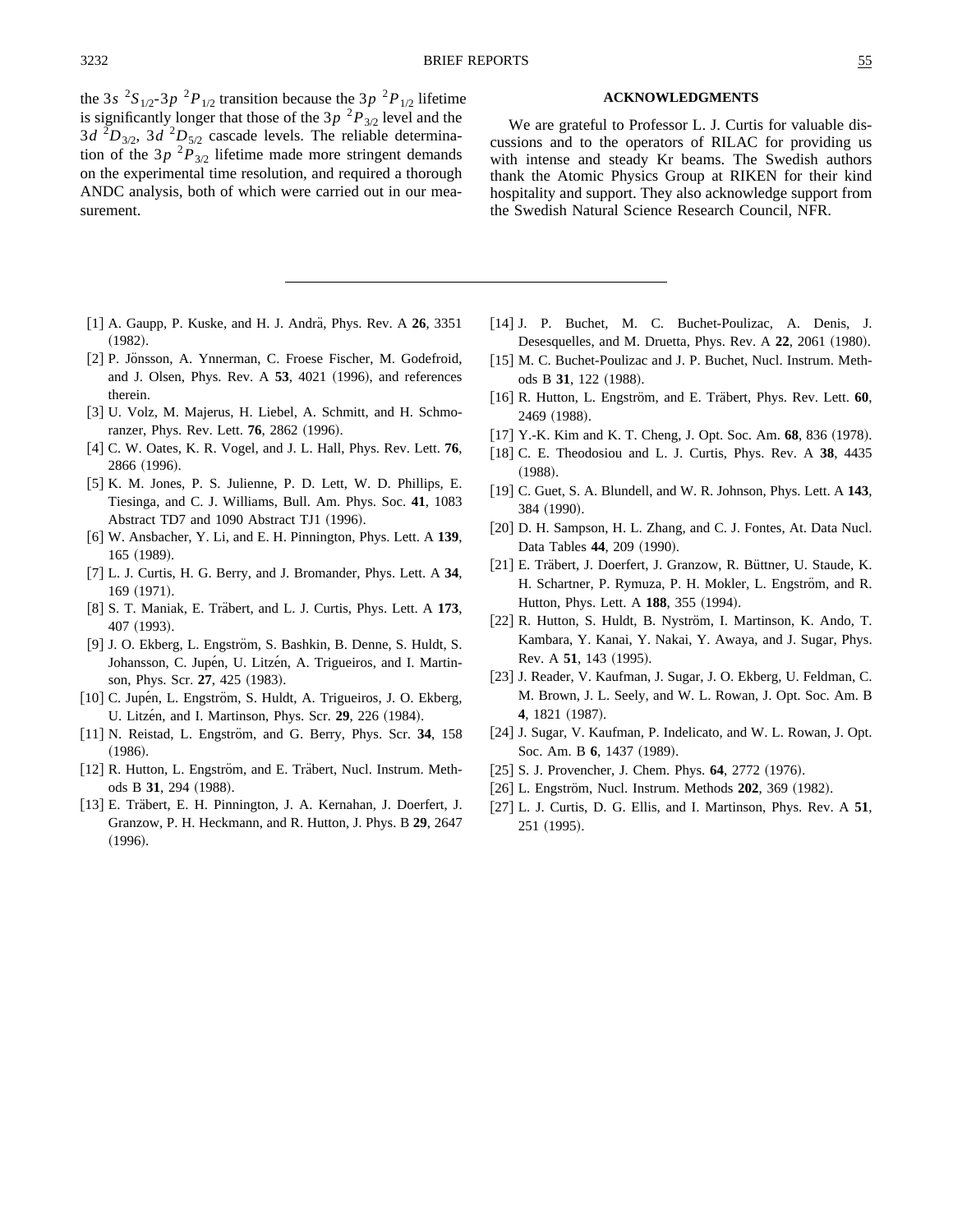the $3s\ ^2S_{1/2}$-$3p\ ^2P_{1/2}$ transition because the $3p\ ^2P_{1/2}$ lifetime is significantly longer that those of the $3p\ ^2P_{3/2}$ level and the $3d\ ^2D_{3/2}$, $3d\ ^2D_{5/2}$ cascade levels. The reliable determination of the $3p\ ^2P_{3/2}$ lifetime made more stringent demands on the experimental time resolution, and required a thorough ANDC analysis, both of which were carried out in our measurement.

## ACKNOWLEDGMENTS

We are grateful to Professor L. J. Curtis for valuable discussions and to the operators of RILAC for providing us with intense and steady Kr beams. The Swedish authors thank the Atomic Physics Group at RIKEN for their kind hospitality and support. They also acknowledge support from the Swedish Natural Science Research Council, NFR.

---

[1] A. Gaupp, P. Kuske, and H. J. Andrä, Phys. Rev. A **26**, 3351 (1982).

[2] P. Jönsson, A. Ynnerman, C. Froese Fischer, M. Godefroid, and J. Olsen, Phys. Rev. A **53**, 4021 (1996), and references therein.

[3] U. Volz, M. Majerus, H. Liebel, A. Schmitt, and H. Schmoranzer, Phys. Rev. Lett. **76**, 2862 (1996).

[4] C. W. Oates, K. R. Vogel, and J. L. Hall, Phys. Rev. Lett. **76**, 2866 (1996).

[5] K. M. Jones, P. S. Julienne, P. D. Lett, W. D. Phillips, E. Tiesinga, and C. J. Williams, Bull. Am. Phys. Soc. **41**, 1083 Abstract TD7 and 1090 Abstract TJ1 (1996).

[6] W. Ansbacher, Y. Li, and E. H. Pinnington, Phys. Lett. A **139**, 165 (1989).

[7] L. J. Curtis, H. G. Berry, and J. Bromander, Phys. Lett. A **34**, 169 (1971).

[8] S. T. Maniak, E. Träbert, and L. J. Curtis, Phys. Lett. A **173**, 407 (1993).

[9] J. O. Ekberg, L. Engström, S. Bashkin, B. Denne, S. Huldt, S. Johansson, C. Jupén, U. Litzén, A. Trigueiros, and I. Martinson, Phys. Scr. **27**, 425 (1983).

[10] C. Jupén, L. Engström, S. Huldt, A. Trigueiros, J. O. Ekberg, U. Litzén, and I. Martinson, Phys. Scr. **29**, 226 (1984).

[11] N. Reistad, L. Engström, and G. Berry, Phys. Scr. **34**, 158 (1986).

[12] R. Hutton, L. Engström, and E. Träbert, Nucl. Instrum. Methods B **31**, 294 (1988).

[13] E. Träbert, E. H. Pinnington, J. A. Kernahan, J. Doerfert, J. Granzow, P. H. Heckmann, and R. Hutton, J. Phys. B **29**, 2647 (1996).

[14] J. P. Buchet, M. C. Buchet-Poulizac, A. Denis, J. Desesquelles, and M. Druetta, Phys. Rev. A **22**, 2061 (1980).

[15] M. C. Buchet-Poulizac and J. P. Buchet, Nucl. Instrum. Methods B **31**, 122 (1988).

[16] R. Hutton, L. Engström, and E. Träbert, Phys. Rev. Lett. **60**, 2469 (1988).

[17] Y.-K. Kim and K. T. Cheng, J. Opt. Soc. Am. **68**, 836 (1978).

[18] C. E. Theodosiou and L. J. Curtis, Phys. Rev. A **38**, 4435 (1988).

[19] C. Guet, S. A. Blundell, and W. R. Johnson, Phys. Lett. A **143**, 384 (1990).

[20] D. H. Sampson, H. L. Zhang, and C. J. Fontes, At. Data Nucl. Data Tables **44**, 209 (1990).

[21] E. Träbert, J. Doerfert, J. Granzow, R. Büttner, U. Staude, K. H. Schartner, P. Rymuza, P. H. Mokler, L. Engström, and R. Hutton, Phys. Lett. A **188**, 355 (1994).

[22] R. Hutton, S. Huldt, B. Nyström, I. Martinson, K. Ando, T. Kambara, Y. Kanai, Y. Nakai, Y. Awaya, and J. Sugar, Phys. Rev. A **51**, 143 (1995).

[23] J. Reader, V. Kaufman, J. Sugar, J. O. Ekberg, U. Feldman, C. M. Brown, J. L. Seely, and W. L. Rowan, J. Opt. Soc. Am. B **4**, 1821 (1987).

[24] J. Sugar, V. Kaufman, P. Indelicato, and W. L. Rowan, J. Opt. Soc. Am. B **6**, 1437 (1989).

[25] S. J. Provencher, J. Chem. Phys. **64**, 2772 (1976).

[26] L. Engström, Nucl. Instrum. Methods **202**, 369 (1982).

[27] L. J. Curtis, D. G. Ellis, and I. Martinson, Phys. Rev. A **51**, 251 (1995).